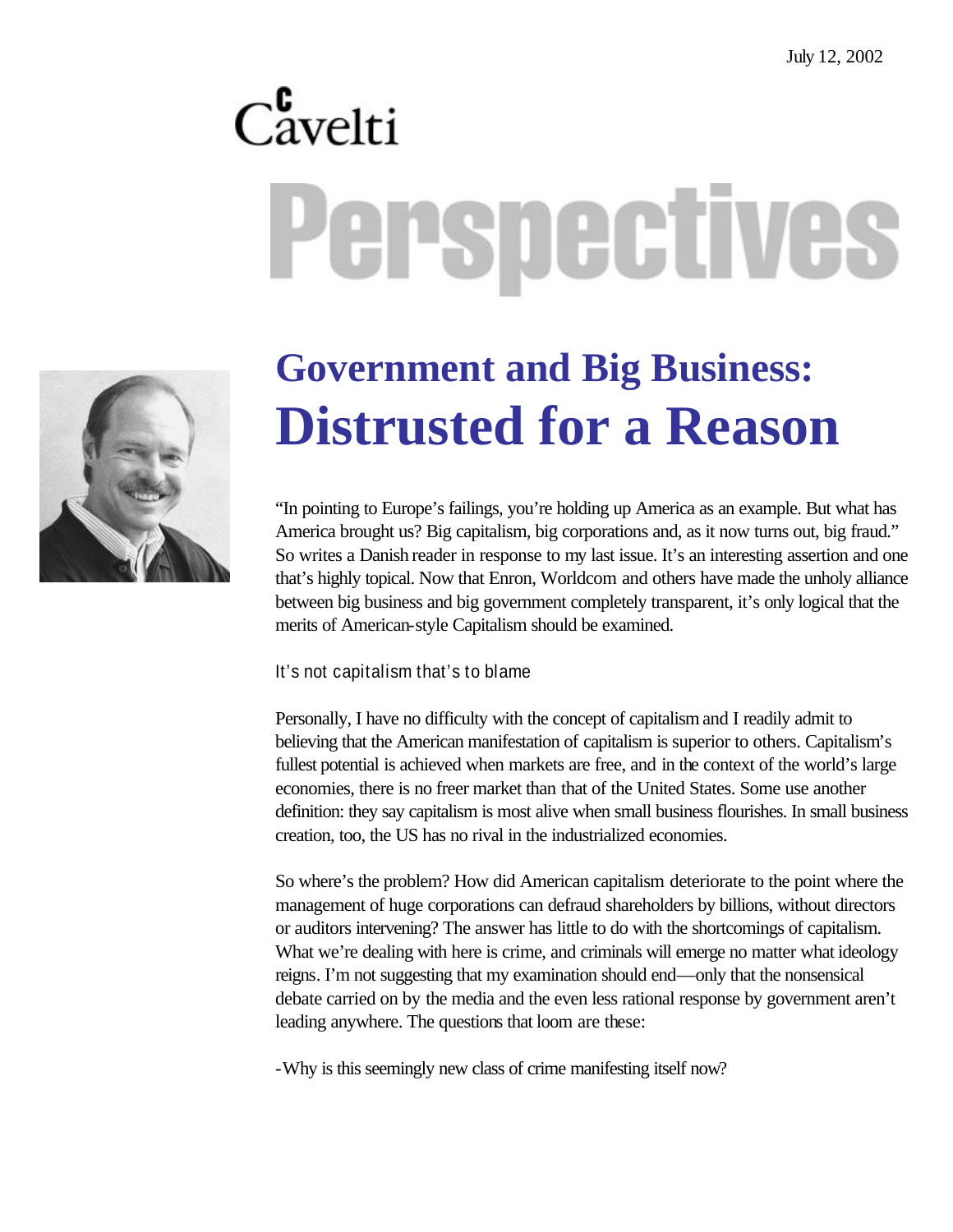July 12, 2002

Cavelti

# Perspectives

# Government and Big Business: Distrusted for a Reason

"In pointing to Europe's failings, you're holding up America as an example. But what has America brought us? Big capitalism, big corporations and, as it now turns out, big fraud." So writes a Danish reader in response to my last issue. It's an interesting assertion and one that's highly topical. Now that Enron, Worldcom and others have made the unholy alliance between big business and big government completely transparent, it's only logical that the merits of American-style Capitalism should be examined.

## It's not capitalism that's to blame

Personally, I have no difficulty with the concept of capitalism and I readily admit to believing that the American manifestation of capitalism is superior to others. Capitalism's fullest potential is achieved when markets are free, and in the context of the world's large economies, there is no freer market than that of the United States. Some use another definition: they say capitalism is most alive when small business flourishes. In small business creation, too, the US has no rival in the industrialized economies.

So where's the problem? How did American capitalism deteriorate to the point where the management of huge corporations can defraud shareholders by billions, without directors or auditors intervening? The answer has little to do with the shortcomings of capitalism. What we're dealing with here is crime, and criminals will emerge no matter what ideology reigns. I'm not suggesting that my examination should end—only that the nonsensical debate carried on by the media and the even less rational response by government aren't leading anywhere. The questions that loom are these:

-Why is this seemingly new class of crime manifesting itself now?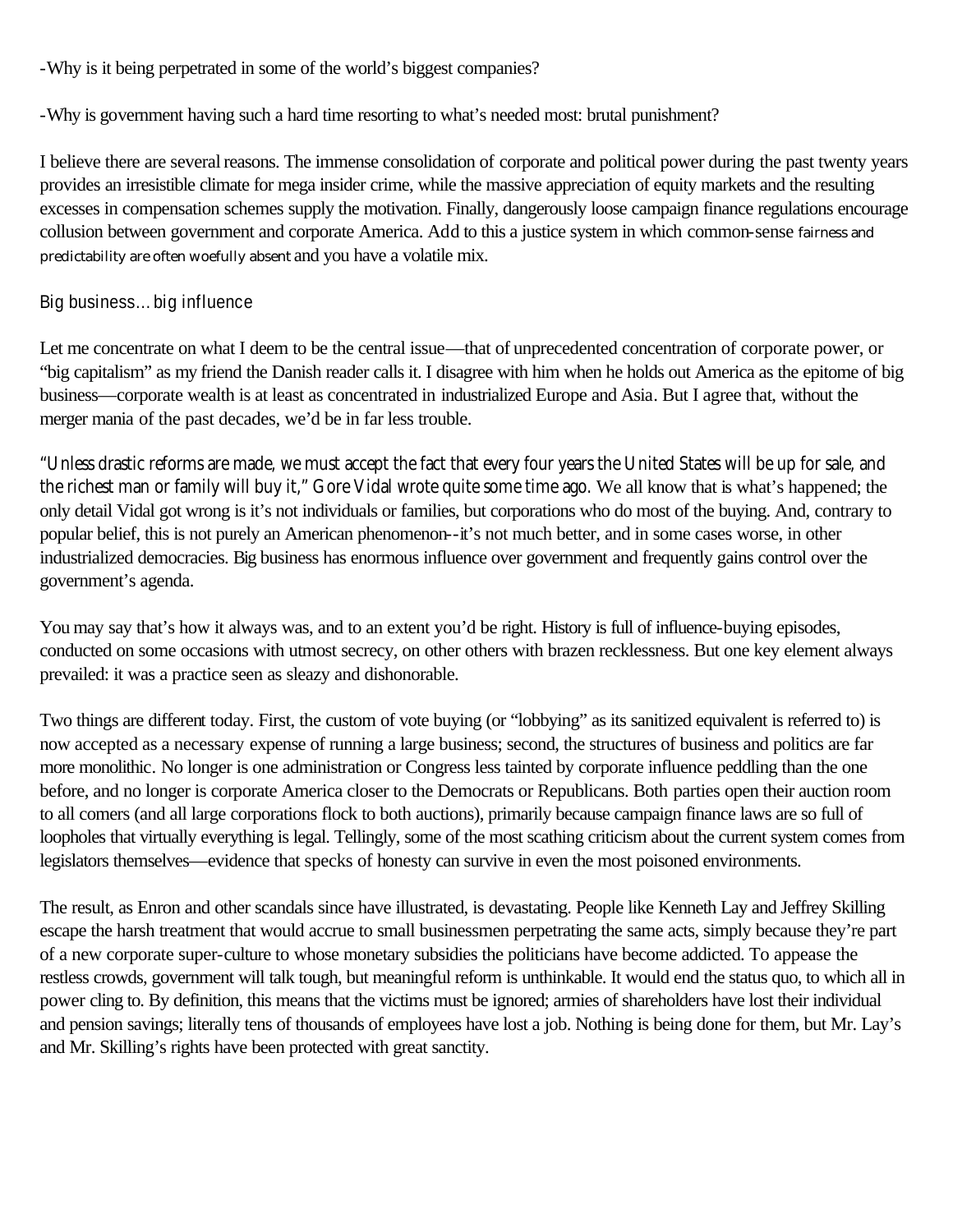-Why is it being perpetrated in some of the world's biggest companies?

-Why is government having such a hard time resorting to what's needed most: brutal punishment?

I believe there are several reasons. The immense consolidation of corporate and political power during the past twenty years provides an irresistible climate for mega insider crime, while the massive appreciation of equity markets and the resulting excesses in compensation schemes supply the motivation. Finally, dangerously loose campaign finance regulations encourage collusion between government and corporate America. Add to this a justice system in which common-sense fairness and predictability are often woefully absent and you have a volatile mix.

## Big business… big influence

Let me concentrate on what I deem to be the central issue—that of unprecedented concentration of corporate power, or "big capitalism" as my friend the Danish reader calls it. I disagree with him when he holds out America as the epitome of big business—corporate wealth is at least as concentrated in industrialized Europe and Asia. But I agree that, without the merger mania of the past decades, we'd be in far less trouble.

"Unless drastic reforms are made, we must accept the fact that every four years the United States will be up for sale, and the richest man or family will buy it," Gore Vidal wrote quite some time ago. We all know that is what's happened; the only detail Vidal got wrong is it's not individuals or families, but corporations who do most of the buying. And, contrary to popular belief, this is not purely an American phenomenon--it's not much better, and in some cases worse, in other industrialized democracies. Big business has enormous influence over government and frequently gains control over the government's agenda.

You may say that's how it always was, and to an extent you'd be right. History is full of influence-buying episodes, conducted on some occasions with utmost secrecy, on other others with brazen recklessness. But one key element always prevailed: it was a practice seen as sleazy and dishonorable.

Two things are different today. First, the custom of vote buying (or "lobbying" as its sanitized equivalent is referred to) is now accepted as a necessary expense of running a large business; second, the structures of business and politics are far more monolithic. No longer is one administration or Congress less tainted by corporate influence peddling than the one before, and no longer is corporate America closer to the Democrats or Republicans. Both parties open their auction room to all comers (and all large corporations flock to both auctions), primarily because campaign finance laws are so full of loopholes that virtually everything is legal. Tellingly, some of the most scathing criticism about the current system comes from legislators themselves—evidence that specks of honesty can survive in even the most poisoned environments.

The result, as Enron and other scandals since have illustrated, is devastating. People like Kenneth Lay and Jeffrey Skilling escape the harsh treatment that would accrue to small businessmen perpetrating the same acts, simply because they're part of a new corporate super-culture to whose monetary subsidies the politicians have become addicted. To appease the restless crowds, government will talk tough, but meaningful reform is unthinkable. It would end the status quo, to which all in power cling to. By definition, this means that the victims must be ignored; armies of shareholders have lost their individual and pension savings; literally tens of thousands of employees have lost a job. Nothing is being done for them, but Mr. Lay's and Mr. Skilling's rights have been protected with great sanctity.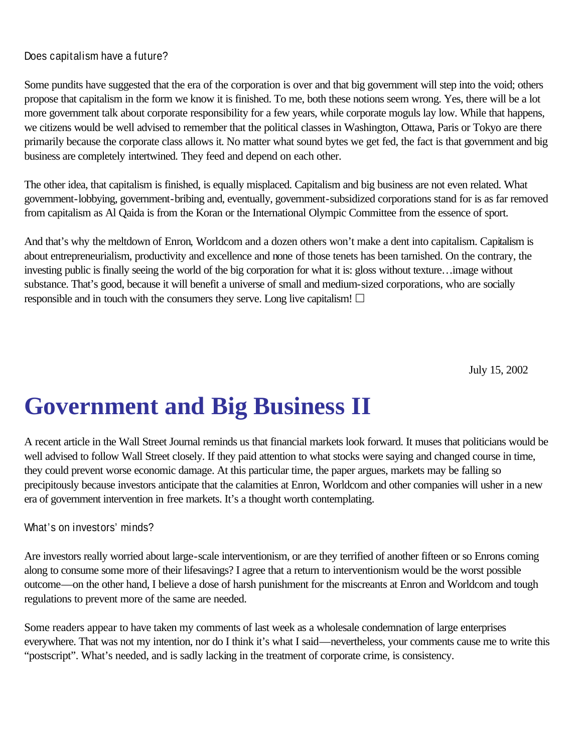Does capitalism have a future?

Some pundits have suggested that the era of the corporation is over and that big government will step into the void; others propose that capitalism in the form we know it is finished. To me, both these notions seem wrong. Yes, there will be a lot more government talk about corporate responsibility for a few years, while corporate moguls lay low. While that happens, we citizens would be well advised to remember that the political classes in Washington, Ottawa, Paris or Tokyo are there primarily because the corporate class allows it. No matter what sound bytes we get fed, the fact is that government and big business are completely intertwined. They feed and depend on each other.

The other idea, that capitalism is finished, is equally misplaced. Capitalism and big business are not even related. What government-lobbying, government-bribing and, eventually, government-subsidized corporations stand for is as far removed from capitalism as Al Qaida is from the Koran or the International Olympic Committee from the essence of sport.

And that's why the meltdown of Enron, Worldcom and a dozen others won't make a dent into capitalism. Capitalism is about entrepreneurialism, productivity and excellence and none of those tenets has been tarnished. On the contrary, the investing public is finally seeing the world of the big corporation for what it is: gloss without texture…image without substance. That's good, because it will benefit a universe of small and medium-sized corporations, who are socially responsible and in touch with the consumers they serve. Long live capitalism! □

July 15, 2002

# Government and Big Business II

A recent article in the Wall Street Journal reminds us that financial markets look forward. It muses that politicians would be well advised to follow Wall Street closely. If they paid attention to what stocks were saying and changed course in time, they could prevent worse economic damage. At this particular time, the paper argues, markets may be falling so precipitously because investors anticipate that the calamities at Enron, Worldcom and other companies will usher in a new era of government intervention in free markets. It's a thought worth contemplating.

What's on investors' minds?

Are investors really worried about large-scale interventionism, or are they terrified of another fifteen or so Enrons coming along to consume some more of their lifesavings? I agree that a return to interventionism would be the worst possible outcome—on the other hand, I believe a dose of harsh punishment for the miscreants at Enron and Worldcom and tough regulations to prevent more of the same are needed.

Some readers appear to have taken my comments of last week as a wholesale condemnation of large enterprises everywhere. That was not my intention, nor do I think it's what I said—nevertheless, your comments cause me to write this "postscript". What's needed, and is sadly lacking in the treatment of corporate crime, is consistency.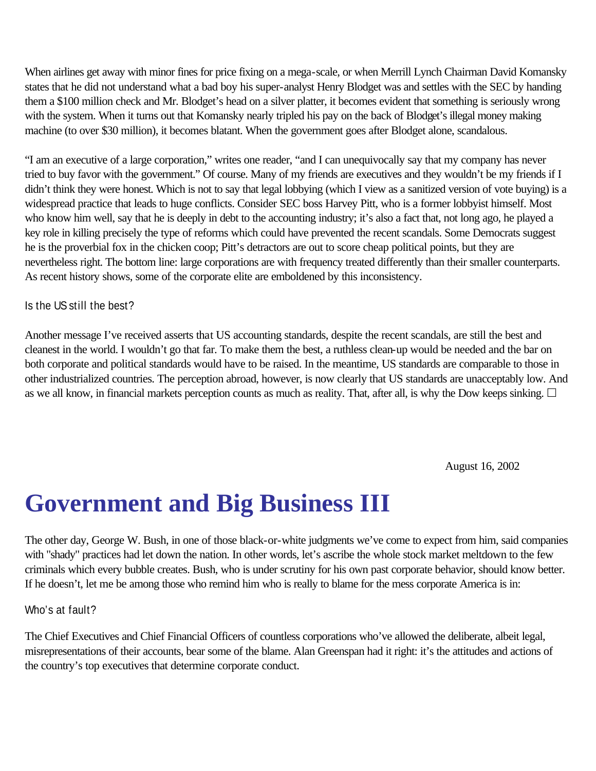When airlines get away with minor fines for price fixing on a mega-scale, or when Merrill Lynch Chairman David Komansky states that he did not understand what a bad boy his super-analyst Henry Blodget was and settles with the SEC by handing them a $100 million check and Mr. Blodget's head on a silver platter, it becomes evident that something is seriously wrong with the system. When it turns out that Komansky nearly tripled his pay on the back of Blodget's illegal money making machine (to over $30 million), it becomes blatant. When the government goes after Blodget alone, scandalous.

"I am an executive of a large corporation," writes one reader, "and I can unequivocally say that my company has never tried to buy favor with the government." Of course. Many of my friends are executives and they wouldn't be my friends if I didn't think they were honest. Which is not to say that legal lobbying (which I view as a sanitized version of vote buying) is a widespread practice that leads to huge conflicts. Consider SEC boss Harvey Pitt, who is a former lobbyist himself. Most who know him well, say that he is deeply in debt to the accounting industry; it's also a fact that, not long ago, he played a key role in killing precisely the type of reforms which could have prevented the recent scandals. Some Democrats suggest he is the proverbial fox in the chicken coop; Pitt's detractors are out to score cheap political points, but they are nevertheless right. The bottom line: large corporations are with frequency treated differently than their smaller counterparts. As recent history shows, some of the corporate elite are emboldened by this inconsistency.

### Is the US still the best?

Another message I've received asserts that US accounting standards, despite the recent scandals, are still the best and cleanest in the world. I wouldn't go that far. To make them the best, a ruthless clean-up would be needed and the bar on both corporate and political standards would have to be raised. In the meantime, US standards are comparable to those in other industrialized countries. The perception abroad, however, is now clearly that US standards are unacceptably low. And as we all know, in financial markets perception counts as much as reality. That, after all, is why the Dow keeps sinking. □

August 16, 2002

# Government and Big Business III

The other day, George W. Bush, in one of those black-or-white judgments we've come to expect from him, said companies with "shady" practices had let down the nation. In other words, let's ascribe the whole stock market meltdown to the few criminals which every bubble creates. Bush, who is under scrutiny for his own past corporate behavior, should know better. If he doesn't, let me be among those who remind him who is really to blame for the mess corporate America is in:

### Who's at fault?

The Chief Executives and Chief Financial Officers of countless corporations who've allowed the deliberate, albeit legal, misrepresentations of their accounts, bear some of the blame. Alan Greenspan had it right: it's the attitudes and actions of the country's top executives that determine corporate conduct.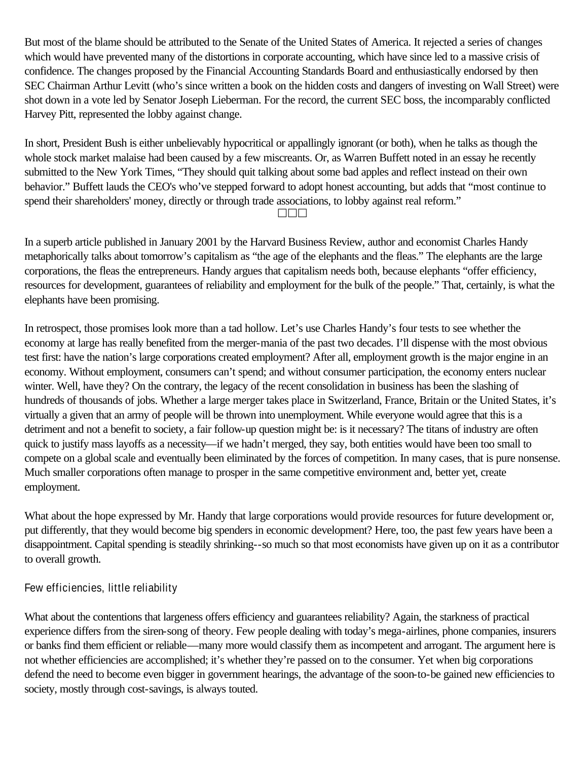But most of the blame should be attributed to the Senate of the United States of America. It rejected a series of changes which would have prevented many of the distortions in corporate accounting, which have since led to a massive crisis of confidence. The changes proposed by the Financial Accounting Standards Board and enthusiastically endorsed by then SEC Chairman Arthur Levitt (who's since written a book on the hidden costs and dangers of investing on Wall Street) were shot down in a vote led by Senator Joseph Lieberman. For the record, the current SEC boss, the incomparably conflicted Harvey Pitt, represented the lobby against change.

In short, President Bush is either unbelievably hypocritical or appallingly ignorant (or both), when he talks as though the whole stock market malaise had been caused by a few miscreants. Or, as Warren Buffett noted in an essay he recently submitted to the New York Times, "They should quit talking about some bad apples and reflect instead on their own behavior." Buffett lauds the CEO's who've stepped forward to adopt honest accounting, but adds that "most continue to spend their shareholders' money, directly or through trade associations, to lobby against real reform."

□□□

In a superb article published in January 2001 by the Harvard Business Review, author and economist Charles Handy metaphorically talks about tomorrow's capitalism as "the age of the elephants and the fleas." The elephants are the large corporations, the fleas the entrepreneurs. Handy argues that capitalism needs both, because elephants "offer efficiency, resources for development, guarantees of reliability and employment for the bulk of the people." That, certainly, is what the elephants have been promising.

In retrospect, those promises look more than a tad hollow. Let's use Charles Handy's four tests to see whether the economy at large has really benefited from the merger-mania of the past two decades. I'll dispense with the most obvious test first: have the nation's large corporations created employment? After all, employment growth is the major engine in an economy. Without employment, consumers can't spend; and without consumer participation, the economy enters nuclear winter. Well, have they? On the contrary, the legacy of the recent consolidation in business has been the slashing of hundreds of thousands of jobs. Whether a large merger takes place in Switzerland, France, Britain or the United States, it's virtually a given that an army of people will be thrown into unemployment. While everyone would agree that this is a detriment and not a benefit to society, a fair follow-up question might be: is it necessary? The titans of industry are often quick to justify mass layoffs as a necessity—if we hadn't merged, they say, both entities would have been too small to compete on a global scale and eventually been eliminated by the forces of competition. In many cases, that is pure nonsense. Much smaller corporations often manage to prosper in the same competitive environment and, better yet, create employment.

What about the hope expressed by Mr. Handy that large corporations would provide resources for future development or, put differently, that they would become big spenders in economic development? Here, too, the past few years have been a disappointment. Capital spending is steadily shrinking--so much so that most economists have given up on it as a contributor to overall growth.

## Few efficiencies, little reliability

What about the contentions that largeness offers efficiency and guarantees reliability? Again, the starkness of practical experience differs from the siren-song of theory. Few people dealing with today's mega-airlines, phone companies, insurers or banks find them efficient or reliable—many more would classify them as incompetent and arrogant. The argument here is not whether efficiencies are accomplished; it's whether they're passed on to the consumer. Yet when big corporations defend the need to become even bigger in government hearings, the advantage of the soon-to-be gained new efficiencies to society, mostly through cost-savings, is always touted.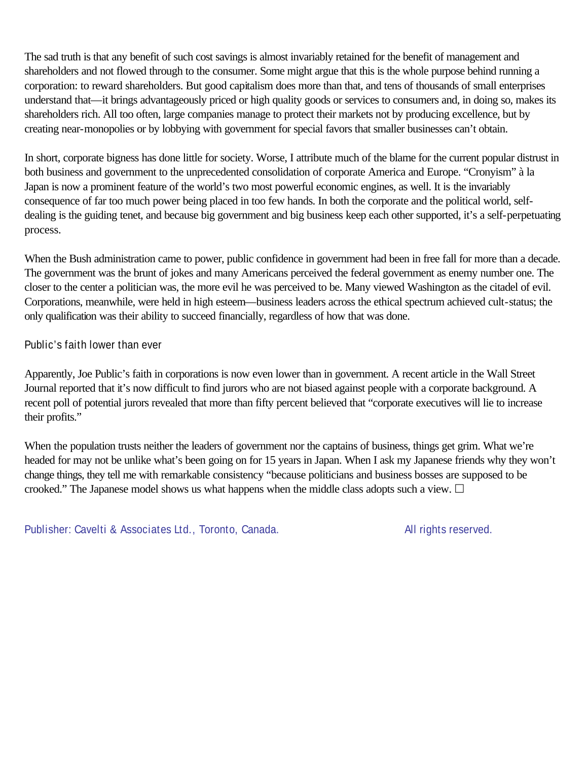The sad truth is that any benefit of such cost savings is almost invariably retained for the benefit of management and shareholders and not flowed through to the consumer. Some might argue that this is the whole purpose behind running a corporation: to reward shareholders. But good capitalism does more than that, and tens of thousands of small enterprises understand that—it brings advantageously priced or high quality goods or services to consumers and, in doing so, makes its shareholders rich. All too often, large companies manage to protect their markets not by producing excellence, but by creating near-monopolies or by lobbying with government for special favors that smaller businesses can't obtain.

In short, corporate bigness has done little for society. Worse, I attribute much of the blame for the current popular distrust in both business and government to the unprecedented consolidation of corporate America and Europe. "Cronyism" à la Japan is now a prominent feature of the world's two most powerful economic engines, as well. It is the invariably consequence of far too much power being placed in too few hands. In both the corporate and the political world, self-dealing is the guiding tenet, and because big government and big business keep each other supported, it's a self-perpetuating process.

When the Bush administration came to power, public confidence in government had been in free fall for more than a decade. The government was the brunt of jokes and many Americans perceived the federal government as enemy number one. The closer to the center a politician was, the more evil he was perceived to be. Many viewed Washington as the citadel of evil. Corporations, meanwhile, were held in high esteem—business leaders across the ethical spectrum achieved cult-status; the only qualification was their ability to succeed financially, regardless of how that was done.

### Public's faith lower than ever

Apparently, Joe Public's faith in corporations is now even lower than in government. A recent article in the Wall Street Journal reported that it's now difficult to find jurors who are not biased against people with a corporate background. A recent poll of potential jurors revealed that more than fifty percent believed that "corporate executives will lie to increase their profits."

When the population trusts neither the leaders of government nor the captains of business, things get grim. What we're headed for may not be unlike what's been going on for 15 years in Japan. When I ask my Japanese friends why they won't change things, they tell me with remarkable consistency "because politicians and business bosses are supposed to be crooked." The Japanese model shows us what happens when the middle class adopts such a view. □

Publisher: Cavelti & Associates Ltd., Toronto, Canada. All rights reserved.